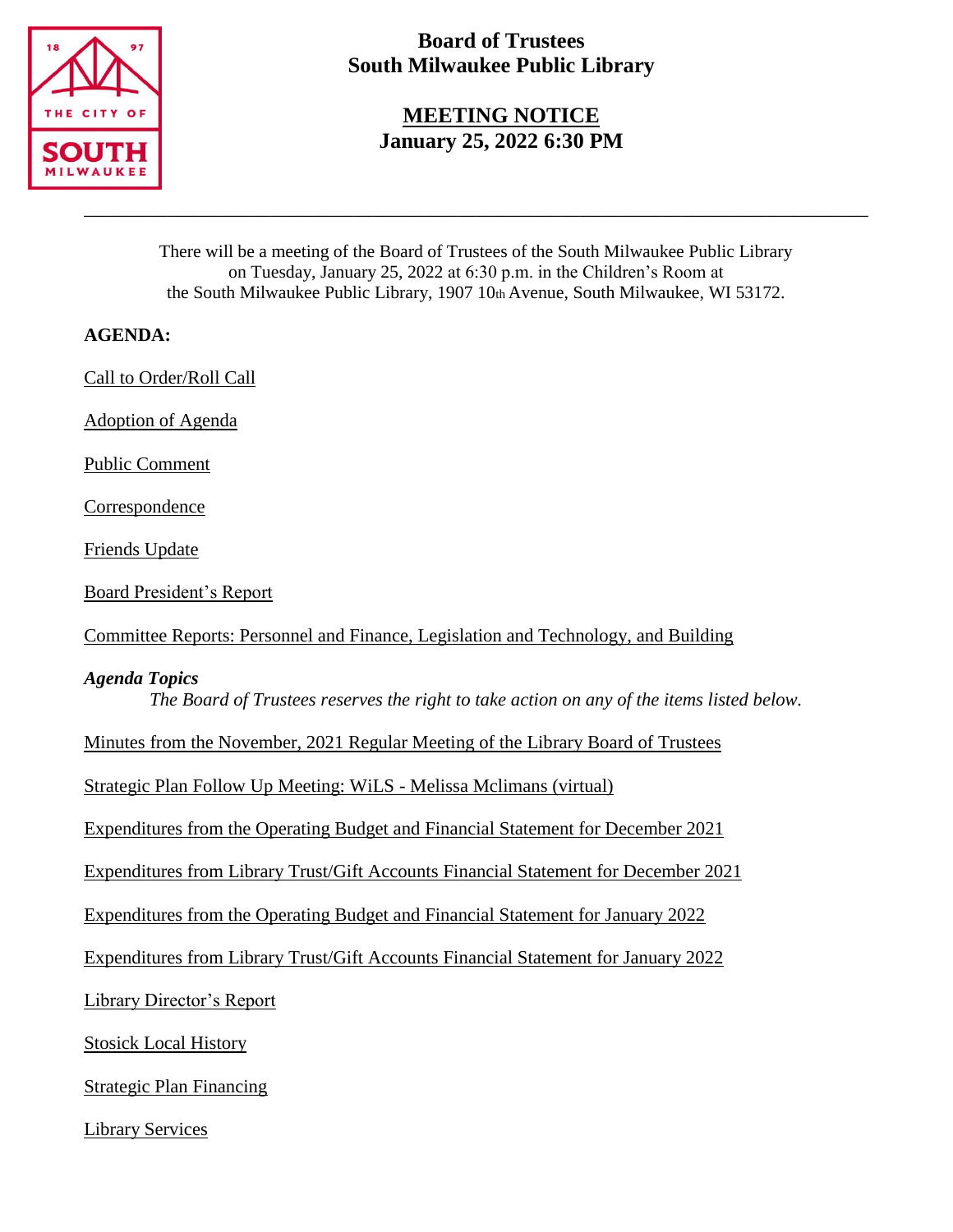# Board of Trustees
# South Milwaukee Public Library

## MEETING NOTICE
## January 25, 2022 6:30 PM

---

There will be a meeting of the Board of Trustees of the South Milwaukee Public Library on Tuesday, January 25, 2022 at 6:30 p.m. in the Children's Room at the South Milwaukee Public Library, 1907 10th Avenue, South Milwaukee, WI 53172.

**AGENDA:**

Call to Order/Roll Call

Adoption of Agenda

Public Comment

Correspondence

Friends Update

Board President's Report

Committee Reports: Personnel and Finance, Legislation and Technology, and Building

***Agenda Topics***

*The Board of Trustees reserves the right to take action on any of the items listed below.*

Minutes from the November, 2021 Regular Meeting of the Library Board of Trustees

Strategic Plan Follow Up Meeting: WiLS - Melissa Mclimans (virtual)

Expenditures from the Operating Budget and Financial Statement for December 2021

Expenditures from Library Trust/Gift Accounts Financial Statement for December 2021

Expenditures from the Operating Budget and Financial Statement for January 2022

Expenditures from Library Trust/Gift Accounts Financial Statement for January 2022

Library Director's Report

Stosick Local History

Strategic Plan Financing

Library Services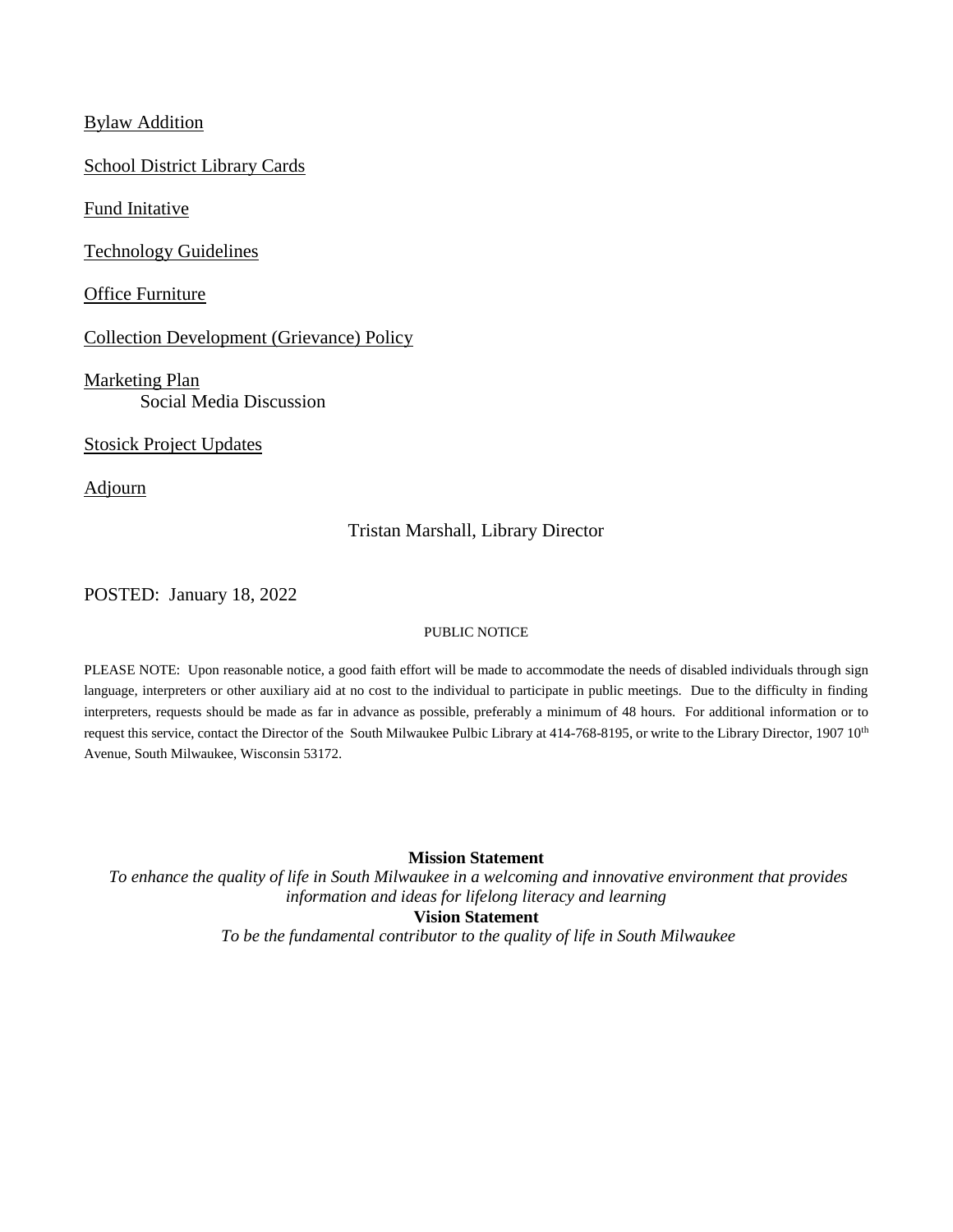Bylaw Addition

School District Library Cards

Fund Initative

Technology Guidelines

Office Furniture

Collection Development (Grievance) Policy

Marketing Plan
    Social Media Discussion

Stosick Project Updates

Adjourn

Tristan Marshall, Library Director

POSTED: January 18, 2022

PUBLIC NOTICE

PLEASE NOTE: Upon reasonable notice, a good faith effort will be made to accommodate the needs of disabled individuals through sign language, interpreters or other auxiliary aid at no cost to the individual to participate in public meetings. Due to the difficulty in finding interpreters, requests should be made as far in advance as possible, preferably a minimum of 48 hours. For additional information or to request this service, contact the Director of the South Milwaukee Pulbic Library at 414-768-8195, or write to the Library Director, 1907 10th Avenue, South Milwaukee, Wisconsin 53172.

**Mission Statement**

*To enhance the quality of life in South Milwaukee in a welcoming and innovative environment that provides information and ideas for lifelong literacy and learning*

**Vision Statement**

*To be the fundamental contributor to the quality of life in South Milwaukee*